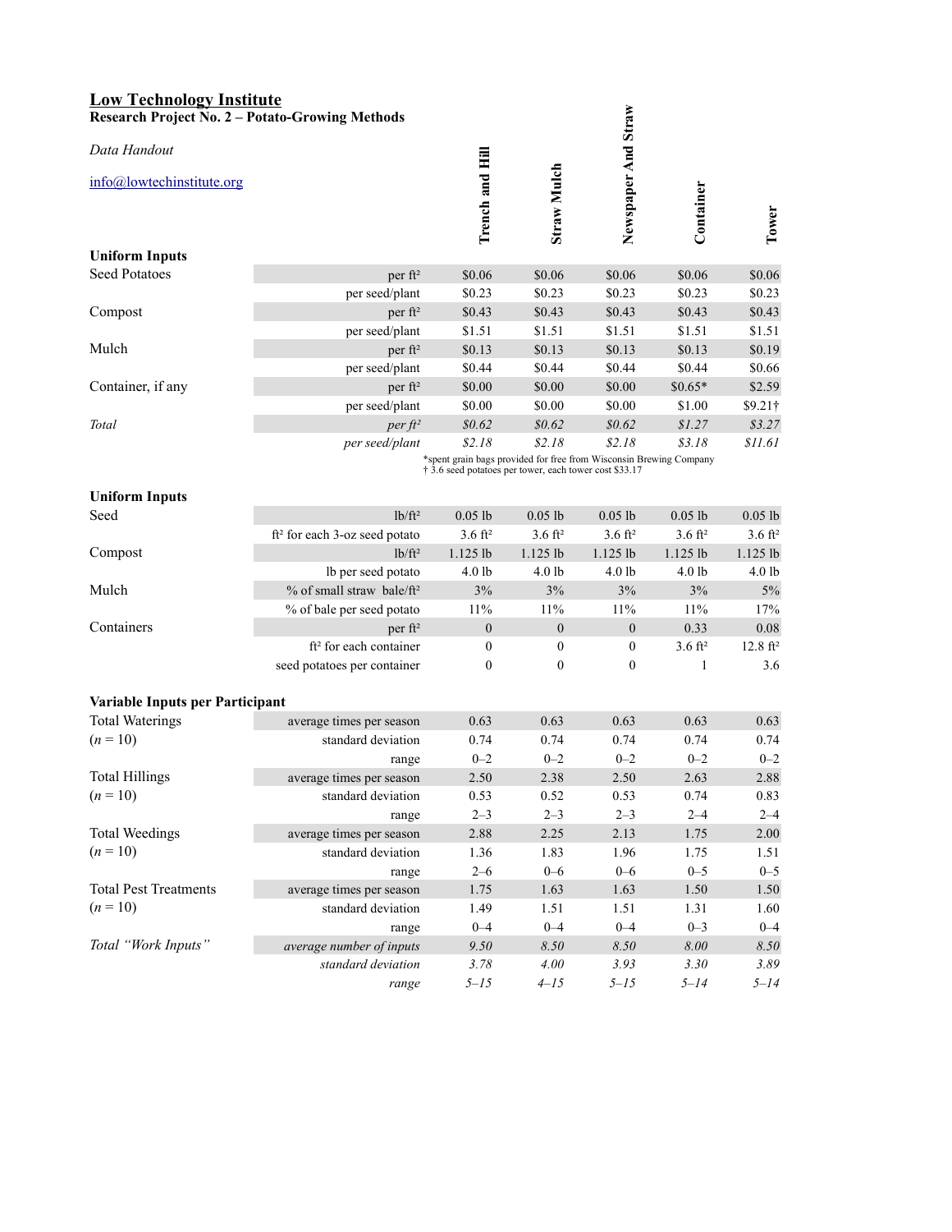## Low Technology Institute

**Research Project No. 2 – Potato-Growing Methods**

*Data Handout*

info@lowtechinstitute.org

| | | Trench and Hill | Straw Mulch | Newspaper And Straw | Container | Tower |
|---|---|---|---|---|---|---|
| **Uniform Inputs** | | | | | | |
| Seed Potatoes | per ft² | $0.06 | $0.06 | $0.06 | $0.06 | $0.06 |
| | per seed/plant | $0.23 | $0.23 | $0.23 | $0.23 | $0.23 |
| Compost | per ft² | $0.43 | $0.43 | $0.43 | $0.43 | $0.43 |
| | per seed/plant | $1.51 | $1.51 | $1.51 | $1.51 | $1.51 |
| Mulch | per ft² | $0.13 | $0.13 | $0.13 | $0.13 | $0.19 |
| | per seed/plant | $0.44 | $0.44 | $0.44 | $0.44 | $0.66 |
| Container, if any | per ft² | $0.00 | $0.00 | $0.00 | $0.65* | $2.59 |
| | per seed/plant | $0.00 | $0.00 | $0.00 | $1.00 | $9.21† |
| *Total* | *per ft²* | *$0.62* | *$0.62* | *$0.62* | *$1.27* | *$3.27* |
| | *per seed/plant* | *$2.18* | *$2.18* | *$2.18* | *$3.18* | *$11.61* |

*spent grain bags provided for free from Wisconsin Brewing Company
† 3.6 seed potatoes per tower, each tower cost $33.17

| | | Trench and Hill | Straw Mulch | Newspaper And Straw | Container | Tower |
|---|---|---|---|---|---|---|
| **Uniform Inputs** | | | | | | |
| Seed | lb/ft² | 0.05 lb | 0.05 lb | 0.05 lb | 0.05 lb | 0.05 lb |
| | ft² for each 3-oz seed potato | 3.6 ft² | 3.6 ft² | 3.6 ft² | 3.6 ft² | 3.6 ft² |
| Compost | lb/ft² | 1.125 lb | 1.125 lb | 1.125 lb | 1.125 lb | 1.125 lb |
| | lb per seed potato | 4.0 lb | 4.0 lb | 4.0 lb | 4.0 lb | 4.0 lb |
| Mulch | % of small straw bale/ft² | 3% | 3% | 3% | 3% | 5% |
| | % of bale per seed potato | 11% | 11% | 11% | 11% | 17% |
| Containers | per ft² | 0 | 0 | 0 | 0.33 | 0.08 |
| | ft² for each container | 0 | 0 | 0 | 3.6 ft² | 12.8 ft² |
| | seed potatoes per container | 0 | 0 | 0 | 1 | 3.6 |

| | | Trench and Hill | Straw Mulch | Newspaper And Straw | Container | Tower |
|---|---|---|---|---|---|---|
| **Variable Inputs per Participant** | | | | | | |
| Total Waterings | average times per season | 0.63 | 0.63 | 0.63 | 0.63 | 0.63 |
| ($n$ = 10) | standard deviation | 0.74 | 0.74 | 0.74 | 0.74 | 0.74 |
| | range | 0–2 | 0–2 | 0–2 | 0–2 | 0–2 |
| Total Hillings | average times per season | 2.50 | 2.38 | 2.50 | 2.63 | 2.88 |
| ($n$ = 10) | standard deviation | 0.53 | 0.52 | 0.53 | 0.74 | 0.83 |
| | range | 2–3 | 2–3 | 2–3 | 2–4 | 2–4 |
| Total Weedings | average times per season | 2.88 | 2.25 | 2.13 | 1.75 | 2.00 |
| ($n$ = 10) | standard deviation | 1.36 | 1.83 | 1.96 | 1.75 | 1.51 |
| | range | 2–6 | 0–6 | 0–6 | 0–5 | 0–5 |
| Total Pest Treatments | average times per season | 1.75 | 1.63 | 1.63 | 1.50 | 1.50 |
| ($n$ = 10) | standard deviation | 1.49 | 1.51 | 1.51 | 1.31 | 1.60 |
| | range | 0–4 | 0–4 | 0–4 | 0–3 | 0–4 |
| *Total "Work Inputs"* | *average number of inputs* | *9.50* | *8.50* | *8.50* | *8.00* | *8.50* |
| | *standard deviation* | *3.78* | *4.00* | *3.93* | *3.30* | *3.89* |
| | *range* | *5–15* | *4–15* | *5–15* | *5–14* | *5–14* |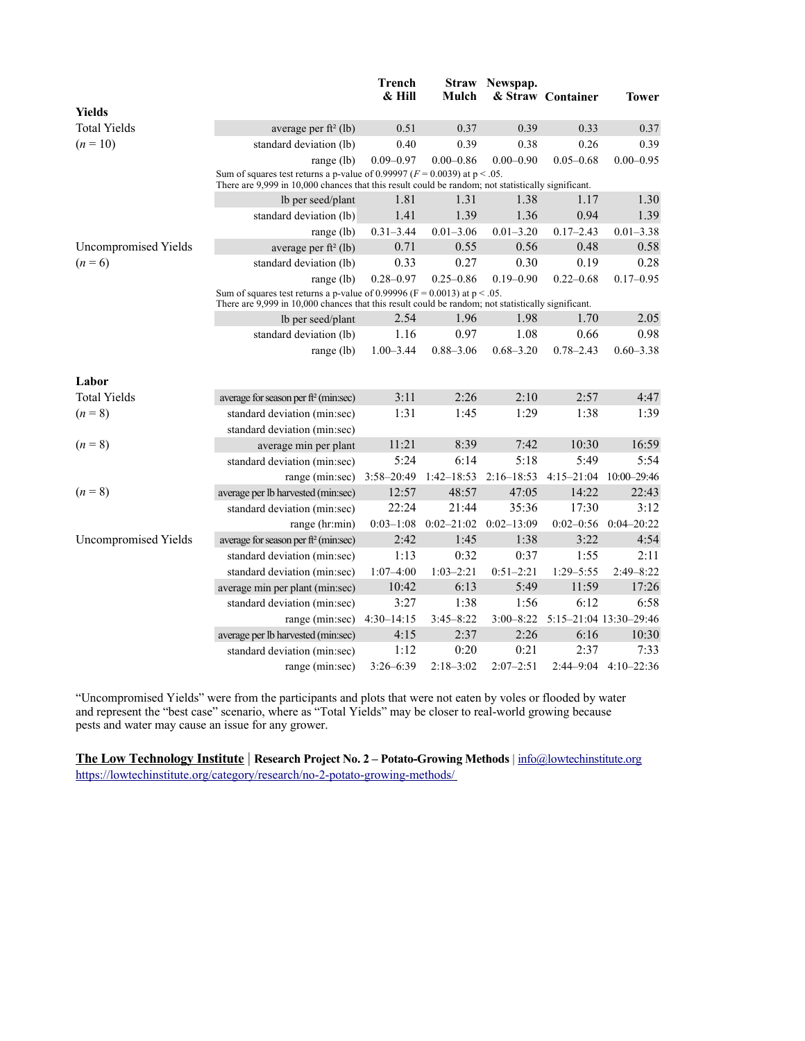| | | Trench & Hill | Straw Mulch | Newspap. & Straw | Container | Tower |
|---|---|---|---|---|---|---|
| **Yields** | | | | | | |
| Total Yields | average per ft² (lb) | 0.51 | 0.37 | 0.39 | 0.33 | 0.37 |
| ($n$ = 10) | standard deviation (lb) | 0.40 | 0.39 | 0.38 | 0.26 | 0.39 |
| | range (lb) | 0.09–0.97 | 0.00–0.86 | 0.00–0.90 | 0.05–0.68 | 0.00–0.95 |
| | Sum of squares test returns a p-value of 0.99997 ($F$ = 0.0039) at $p < .05$. There are 9,999 in 10,000 chances that this result could be random; not statistically significant. | | | | | |
| | lb per seed/plant | 1.81 | 1.31 | 1.38 | 1.17 | 1.30 |
| | standard deviation (lb) | 1.41 | 1.39 | 1.36 | 0.94 | 1.39 |
| | range (lb) | 0.31–3.44 | 0.01–3.06 | 0.01–3.20 | 0.17–2.43 | 0.01–3.38 |
| Uncompromised Yields | average per ft² (lb) | 0.71 | 0.55 | 0.56 | 0.48 | 0.58 |
| ($n$ = 6) | standard deviation (lb) | 0.33 | 0.27 | 0.30 | 0.19 | 0.28 |
| | range (lb) | 0.28–0.97 | 0.25–0.86 | 0.19–0.90 | 0.22–0.68 | 0.17–0.95 |
| | Sum of squares test returns a p-value of 0.99996 ($F$ = 0.0013) at $p < .05$. There are 9,999 in 10,000 chances that this result could be random; not statistically significant. | | | | | |
| | lb per seed/plant | 2.54 | 1.96 | 1.98 | 1.70 | 2.05 |
| | standard deviation (lb) | 1.16 | 0.97 | 1.08 | 0.66 | 0.98 |
| | range (lb) | 1.00–3.44 | 0.88–3.06 | 0.68–3.20 | 0.78–2.43 | 0.60–3.38 |
| **Labor** | | | | | | |
| Total Yields | average for season per ft² (min:sec) | 3:11 | 2:26 | 2:10 | 2:57 | 4:47 |
| ($n$ = 8) | standard deviation (min:sec) | 1:31 | 1:45 | 1:29 | 1:38 | 1:39 |
| | standard deviation (min:sec) | | | | | |
| ($n$ = 8) | average min per plant | 11:21 | 8:39 | 7:42 | 10:30 | 16:59 |
| | standard deviation (min:sec) | 5:24 | 6:14 | 5:18 | 5:49 | 5:54 |
| | range (min:sec) | 3:58–20:49 | 1:42–18:53 | 2:16–18:53 | 4:15–21:04 | 10:00–29:46 |
| ($n$ = 8) | average per lb harvested (min:sec) | 12:57 | 48:57 | 47:05 | 14:22 | 22:43 |
| | standard deviation (min:sec) | 22:24 | 21:44 | 35:36 | 17:30 | 3:12 |
| | range (hr:min) | 0:03–1:08 | 0:02–21:02 | 0:02–13:09 | 0:02–0:56 | 0:04–20:22 |
| Uncompromised Yields | average for season per ft² (min:sec) | 2:42 | 1:45 | 1:38 | 3:22 | 4:54 |
| | standard deviation (min:sec) | 1:13 | 0:32 | 0:37 | 1:55 | 2:11 |
| | standard deviation (min:sec) | 1:07–4:00 | 1:03–2:21 | 0:51–2:21 | 1:29–5:55 | 2:49–8:22 |
| | average min per plant (min:sec) | 10:42 | 6:13 | 5:49 | 11:59 | 17:26 |
| | standard deviation (min:sec) | 3:27 | 1:38 | 1:56 | 6:12 | 6:58 |
| | range (min:sec) | 4:30–14:15 | 3:45–8:22 | 3:00–8:22 | 5:15–21:04 | 13:30–29:46 |
| | average per lb harvested (min:sec) | 4:15 | 2:37 | 2:26 | 6:16 | 10:30 |
| | standard deviation (min:sec) | 1:12 | 0:20 | 0:21 | 2:37 | 7:33 |
| | range (min:sec) | 3:26–6:39 | 2:18–3:02 | 2:07–2:51 | 2:44–9:04 | 4:10–22:36 |

"Uncompromised Yields" were from the participants and plots that were not eaten by voles or flooded by water and represent the "best case" scenario, where as "Total Yields" may be closer to real-world growing because pests and water may cause an issue for any grower.

**The Low Technology Institute** | **Research Project No. 2 – Potato-Growing Methods** | info@lowtechinstitute.org
https://lowtechinstitute.org/category/research/no-2-potato-growing-methods/